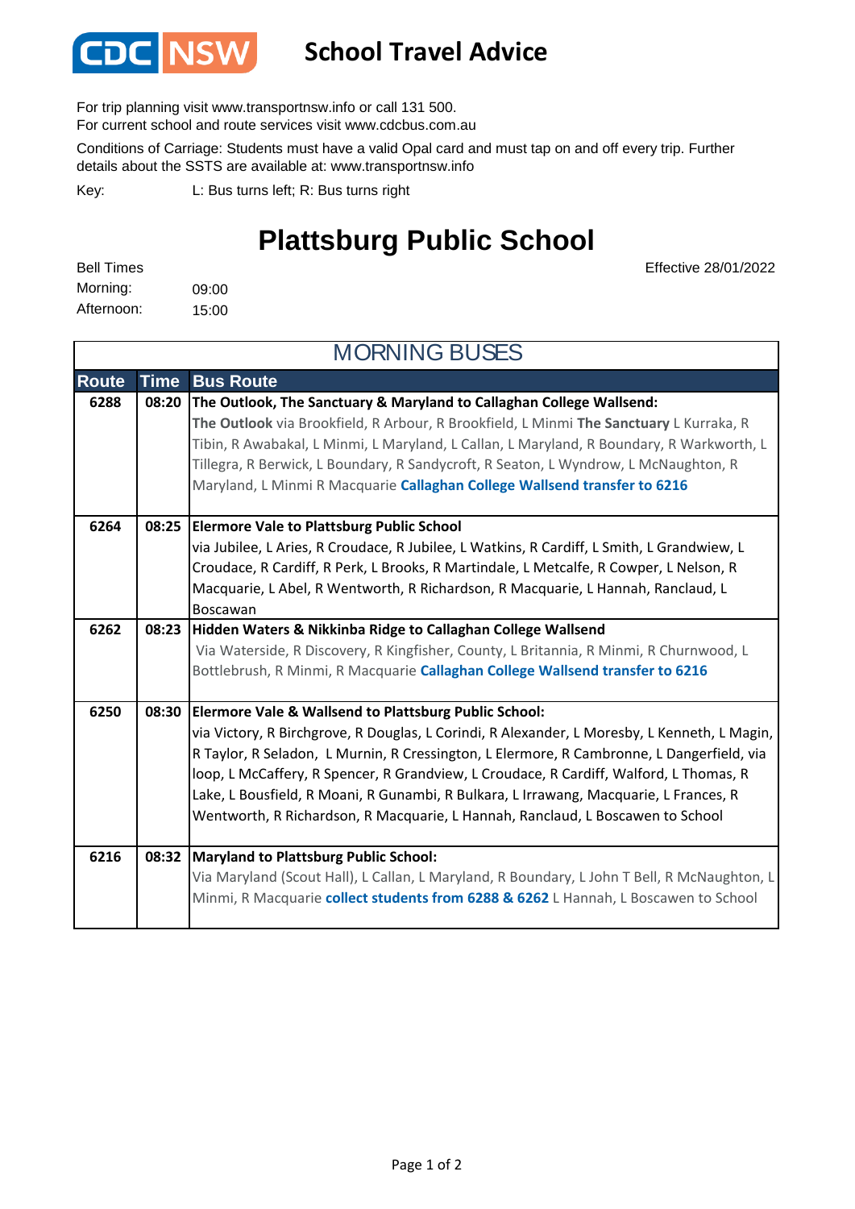CDC NSW

# School Travel Advice

For trip planning visit www.transportnsw.info or call 131 500.
For current school and route services visit www.cdcbus.com.au

Conditions of Carriage: Students must have a valid Opal card and must tap on and off every trip. Further details about the SSTS are available at: www.transportnsw.info

Key: L: Bus turns left; R: Bus turns right

## Plattsburg Public School

Effective 28/01/2022

Bell Times
Morning: 09:00
Afternoon: 15:00

### MORNING BUSES

| Route | Time | Bus Route |
|---|---|---|
| 6288 | 08:20 | **The Outlook, The Sanctuary & Maryland to Callaghan College Wallsend:** **The Outlook** via Brookfield, R Arbour, R Brookfield, L Minmi **The Sanctuary** L Kurraka, R Tibin, R Awabakal, L Minmi, L Maryland, L Callan, L Maryland, R Boundary, R Warkworth, L Tillegra, R Berwick, L Boundary, R Sandycroft, R Seaton, L Wyndrow, L McNaughton, R Maryland, L Minmi R Macquarie **Callaghan College Wallsend transfer to 6216** |
| 6264 | 08:25 | **Elermore Vale to Plattsburg Public School** via Jubilee, L Aries, R Croudace, R Jubilee, L Watkins, R Cardiff, L Smith, L Grandwiew, L Croudace, R Cardiff, R Perk, L Brooks, R Martindale, L Metcalfe, R Cowper, L Nelson, R Macquarie, L Abel, R Wentworth, R Richardson, R Macquarie, L Hannah, Ranclaud, L Boscawan |
| 6262 | 08:23 | **Hidden Waters & Nikkinba Ridge to Callaghan College Wallsend** Via Waterside, R Discovery, R Kingfisher, County, L Britannia, R Minmi, R Churnwood, L Bottlebrush, R Minmi, R Macquarie **Callaghan College Wallsend transfer to 6216** |
| 6250 | 08:30 | **Elermore Vale & Wallsend to Plattsburg Public School:** via Victory, R Birchgrove, R Douglas, L Corindi, R Alexander, L Moresby, L Kenneth, L Magin, R Taylor, R Seladon, L Murnin, R Cressington, L Elermore, R Cambronne, L Dangerfield, via loop, L McCaffery, R Spencer, R Grandview, L Croudace, R Cardiff, Walford, L Thomas, R Lake, L Bousfield, R Moani, R Gunambi, R Bulkara, L Irrawang, Macquarie, L Frances, R Wentworth, R Richardson, R Macquarie, L Hannah, Ranclaud, L Boscawen to School |
| 6216 | 08:32 | **Maryland to Plattsburg Public School:** Via Maryland (Scout Hall), L Callan, L Maryland, R Boundary, L John T Bell, R McNaughton, L Minmi, R Macquarie **collect students from 6288 & 6262** L Hannah, L Boscawen to School |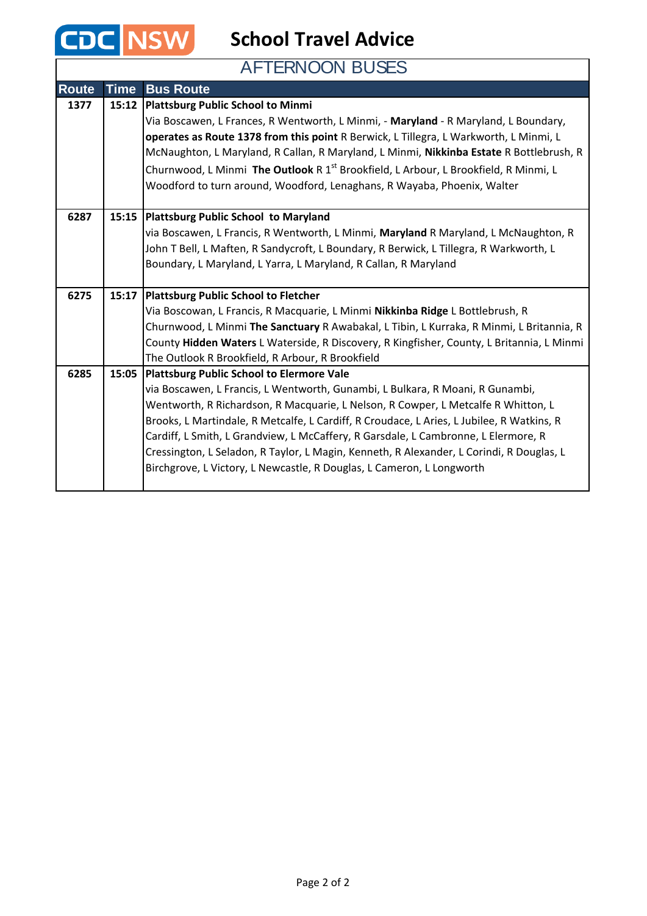# School Travel Advice

## AFTERNOON BUSES

| Route | Time | Bus Route |
|---|---|---|
| 1377 | 15:12 | **Plattsburg Public School to Minmi**<br>Via Boscawen, L Frances, R Wentworth, L Minmi, - **Maryland** - R Maryland, L Boundary, **operates as Route 1378 from this point** R Berwick, L Tillegra, L Warkworth, L Minmi, L McNaughton, L Maryland, R Callan, R Maryland, L Minmi, **Nikkinba Estate** R Bottlebrush, R Churnwood, L Minmi **The Outlook** R 1st Brookfield, L Arbour, L Brookfield, R Minmi, L Woodford to turn around, Woodford, Lenaghans, R Wayaba, Phoenix, Walter |
| 6287 | 15:15 | **Plattsburg Public School to Maryland**<br>via Boscawen, L Francis, R Wentworth, L Minmi, **Maryland** R Maryland, L McNaughton, R John T Bell, L Maften, R Sandycroft, L Boundary, R Berwick, L Tillegra, R Warkworth, L Boundary, L Maryland, L Yarra, L Maryland, R Callan, R Maryland |
| 6275 | 15:17 | **Plattsburg Public School to Fletcher**<br>Via Boscowan, L Francis, R Macquarie, L Minmi **Nikkinba Ridge** L Bottlebrush, R Churnwood, L Minmi **The Sanctuary** R Awabakal, L Tibin, L Kurraka, R Minmi, L Britannia, R County **Hidden Waters** L Waterside, R Discovery, R Kingfisher, County, L Britannia, L Minmi The Outlook R Brookfield, R Arbour, R Brookfield |
| 6285 | 15:05 | **Plattsburg Public School to Elermore Vale**<br>via Boscawen, L Francis, L Wentworth, Gunambi, L Bulkara, R Moani, R Gunambi, Wentworth, R Richardson, R Macquarie, L Nelson, R Cowper, L Metcalfe R Whitton, L Brooks, L Martindale, R Metcalfe, L Cardiff, R Croudace, L Aries, L Jubilee, R Watkins, R Cardiff, L Smith, L Grandview, L McCaffery, R Garsdale, L Cambronne, L Elermore, R Cressington, L Seladon, R Taylor, L Magin, Kenneth, R Alexander, L Corindi, R Douglas, L Birchgrove, L Victory, L Newcastle, R Douglas, L Cameron, L Longworth |